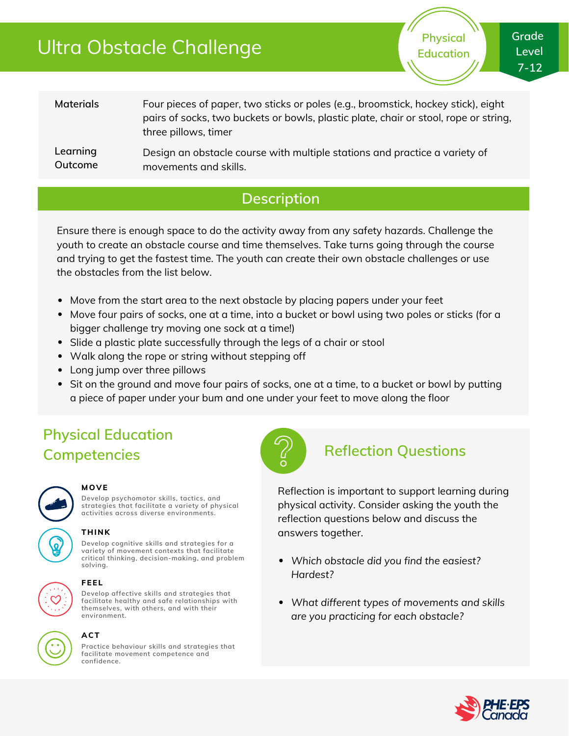# Ultra Obstacle Challenge

Physical Education

Grade Level 7-12

| | |
|---|---|
| Materials | Four pieces of paper, two sticks or poles (e.g., broomstick, hockey stick), eight pairs of socks, two buckets or bowls, plastic plate, chair or stool, rope or string, three pillows, timer |
| Learning Outcome | Design an obstacle course with multiple stations and practice a variety of movements and skills. |

## Description

Ensure there is enough space to do the activity away from any safety hazards. Challenge the youth to create an obstacle course and time themselves. Take turns going through the course and trying to get the fastest time. The youth can create their own obstacle challenges or use the obstacles from the list below.

- Move from the start area to the next obstacle by placing papers under your feet
- Move four pairs of socks, one at a time, into a bucket or bowl using two poles or sticks (for a bigger challenge try moving one sock at a time!)
- Slide a plastic plate successfully through the legs of a chair or stool
- Walk along the rope or string without stepping off
- Long jump over three pillows
- Sit on the ground and move four pairs of socks, one at a time, to a bucket or bowl by putting a piece of paper under your bum and one under your feet to move along the floor

## Physical Education Competencies

**MOVE**
Develop psychomotor skills, tactics, and strategies that facilitate a variety of physical activities across diverse environments.

**THINK**
Develop cognitive skills and strategies for a variety of movement contexts that facilitate critical thinking, decision-making, and problem solving.

**FEEL**
Develop affective skills and strategies that facilitate healthy and safe relationships with themselves, with others, and with their environment.

**ACT**
Practice behaviour skills and strategies that facilitate movement competence and confidence.

## Reflection Questions

Reflection is important to support learning during physical activity. Consider asking the youth the reflection questions below and discuss the answers together.

- *Which obstacle did you find the easiest? Hardest?*
- *What different types of movements and skills are you practicing for each obstacle?*

PHE·EPS Canada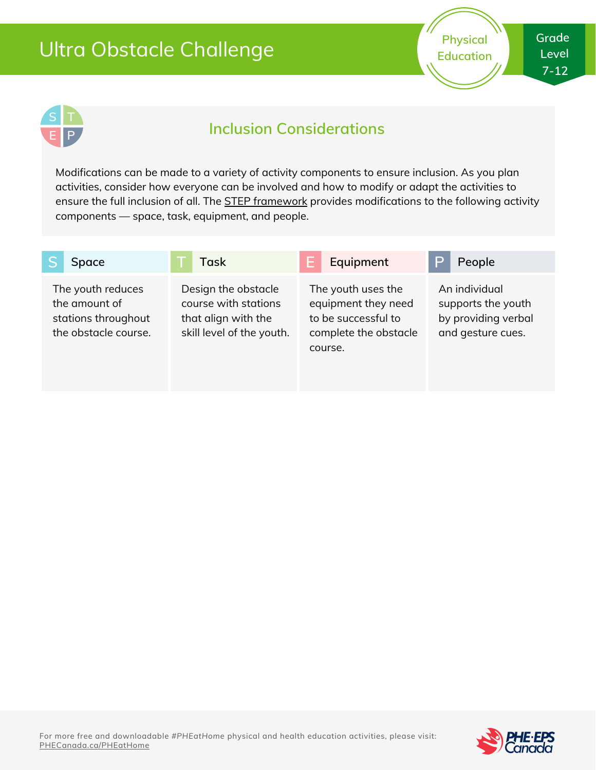# Ultra Obstacle Challenge

Physical Education

Grade Level 7-12

## Inclusion Considerations

Modifications can be made to a variety of activity components to ensure inclusion. As you plan activities, consider how everyone can be involved and how to modify or adapt the activities to ensure the full inclusion of all. The STEP framework provides modifications to the following activity components — space, task, equipment, and people.

| S Space | T Task | E Equipment | P People |
|---|---|---|---|
| The youth reduces the amount of stations throughout the obstacle course. | Design the obstacle course with stations that align with the skill level of the youth. | The youth uses the equipment they need to be successful to complete the obstacle course. | An individual supports the youth by providing verbal and gesture cues. |

For more free and downloadable #PHEatHome physical and health education activities, please visit: PHECanada.ca/PHEatHome